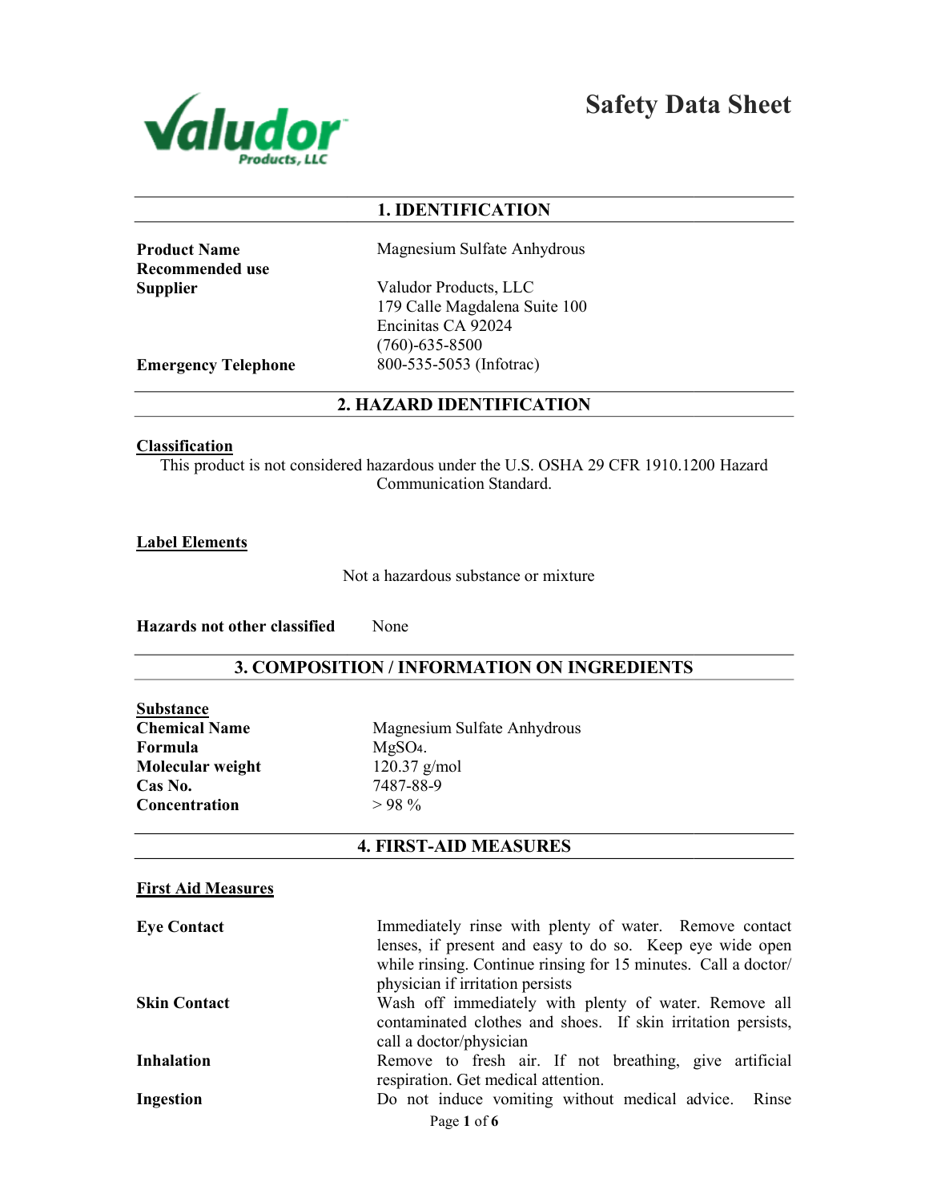Valudor Products, LLC

# Safety Data Sheet

## 1. IDENTIFICATION

| | |
|---|---|
| **Product Name** | Magnesium Sulfate Anhydrous |
| **Recommended use** | |
| **Supplier** | Valudor Products, LLC<br>179 Calle Magdalena Suite 100<br>Encinitas CA 92024<br>(760)-635-8500 |
| **Emergency Telephone** | 800-535-5053 (Infotrac) |

## 2. HAZARD IDENTIFICATION

**Classification**

This product is not considered hazardous under the U.S. OSHA 29 CFR 1910.1200 Hazard Communication Standard.

**Label Elements**

Not a hazardous substance or mixture

**Hazards not other classified** None

## 3. COMPOSITION / INFORMATION ON INGREDIENTS

**Substance**

| | |
|---|---|
| **Chemical Name** | Magnesium Sulfate Anhydrous |
| **Formula** | $MgSO_4$. |
| **Molecular weight** | 120.37 g/mol |
| **Cas No.** | 7487-88-9 |
| **Concentration** | > 98 % |

## 4. FIRST-AID MEASURES

**First Aid Measures**

**Eye Contact** Immediately rinse with plenty of water. Remove contact lenses, if present and easy to do so. Keep eye wide open while rinsing. Continue rinsing for 15 minutes. Call a doctor/ physician if irritation persists

**Skin Contact** Wash off immediately with plenty of water. Remove all contaminated clothes and shoes. If skin irritation persists, call a doctor/physician

**Inhalation** Remove to fresh air. If not breathing, give artificial respiration. Get medical attention.

**Ingestion** Do not induce vomiting without medical advice. Rinse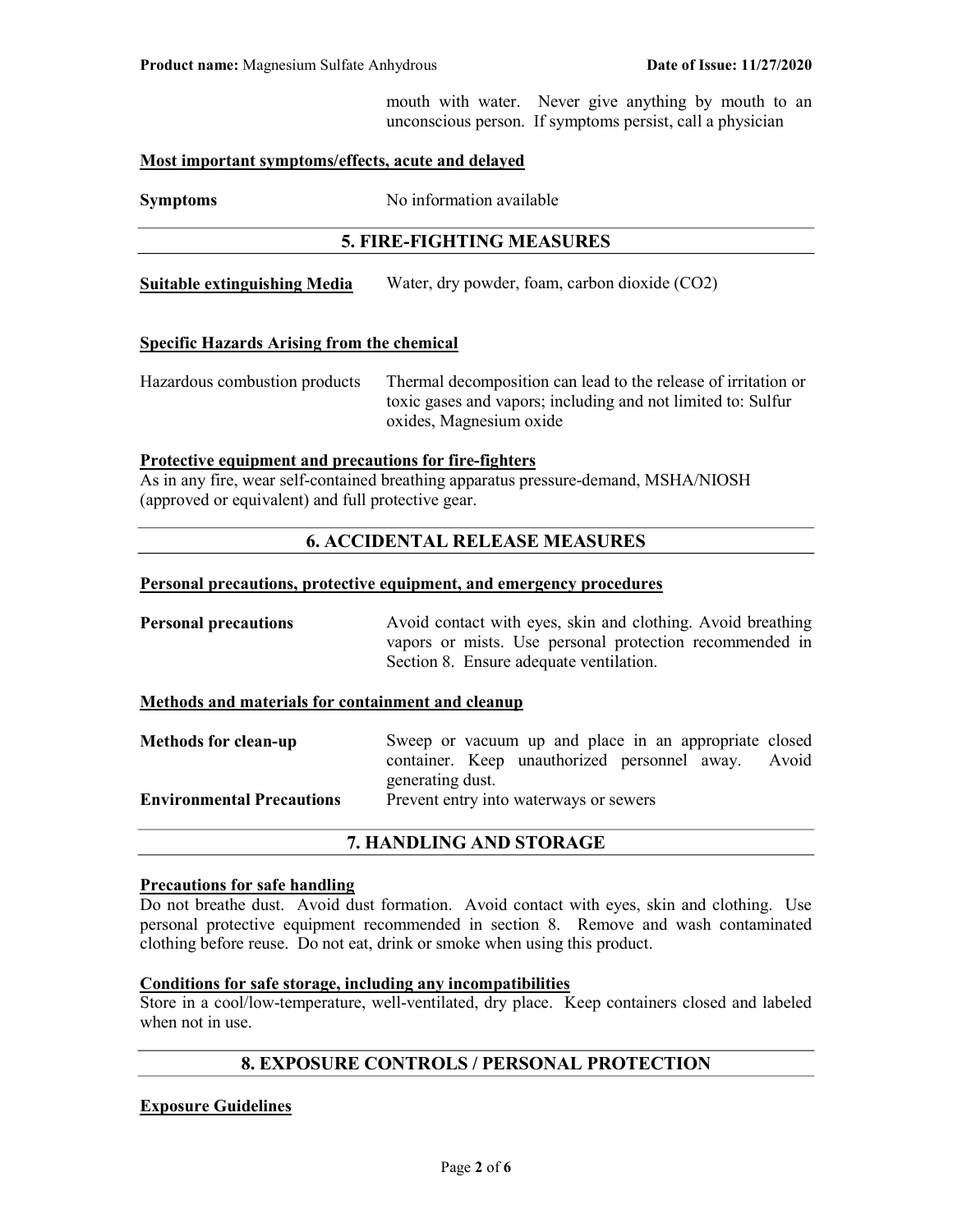mouth with water. Never give anything by mouth to an unconscious person. If symptoms persist, call a physician

**Most important symptoms/effects, acute and delayed**

| | |
|---|---|
| **Symptoms** | No information available |

## 5. FIRE-FIGHTING MEASURES

| | |
|---|---|
| **Suitable extinguishing Media** | Water, dry powder, foam, carbon dioxide ($CO_2$) |

**Specific Hazards Arising from the chemical**

| | |
|---|---|
| Hazardous combustion products | Thermal decomposition can lead to the release of irritation or toxic gases and vapors; including and not limited to: Sulfur oxides, Magnesium oxide |

**Protective equipment and precautions for fire-fighters**

As in any fire, wear self-contained breathing apparatus pressure-demand, MSHA/NIOSH (approved or equivalent) and full protective gear.

## 6. ACCIDENTAL RELEASE MEASURES

**Personal precautions, protective equipment, and emergency procedures**

| | |
|---|---|
| **Personal precautions** | Avoid contact with eyes, skin and clothing. Avoid breathing vapors or mists. Use personal protection recommended in Section 8. Ensure adequate ventilation. |

**Methods and materials for containment and cleanup**

| | |
|---|---|
| **Methods for clean-up** | Sweep or vacuum up and place in an appropriate closed container. Keep unauthorized personnel away. Avoid generating dust. |
| **Environmental Precautions** | Prevent entry into waterways or sewers |

## 7. HANDLING AND STORAGE

**Precautions for safe handling**

Do not breathe dust. Avoid dust formation. Avoid contact with eyes, skin and clothing. Use personal protective equipment recommended in section 8. Remove and wash contaminated clothing before reuse. Do not eat, drink or smoke when using this product.

**Conditions for safe storage, including any incompatibilities**

Store in a cool/low-temperature, well-ventilated, dry place. Keep containers closed and labeled when not in use.

## 8. EXPOSURE CONTROLS / PERSONAL PROTECTION

**Exposure Guidelines**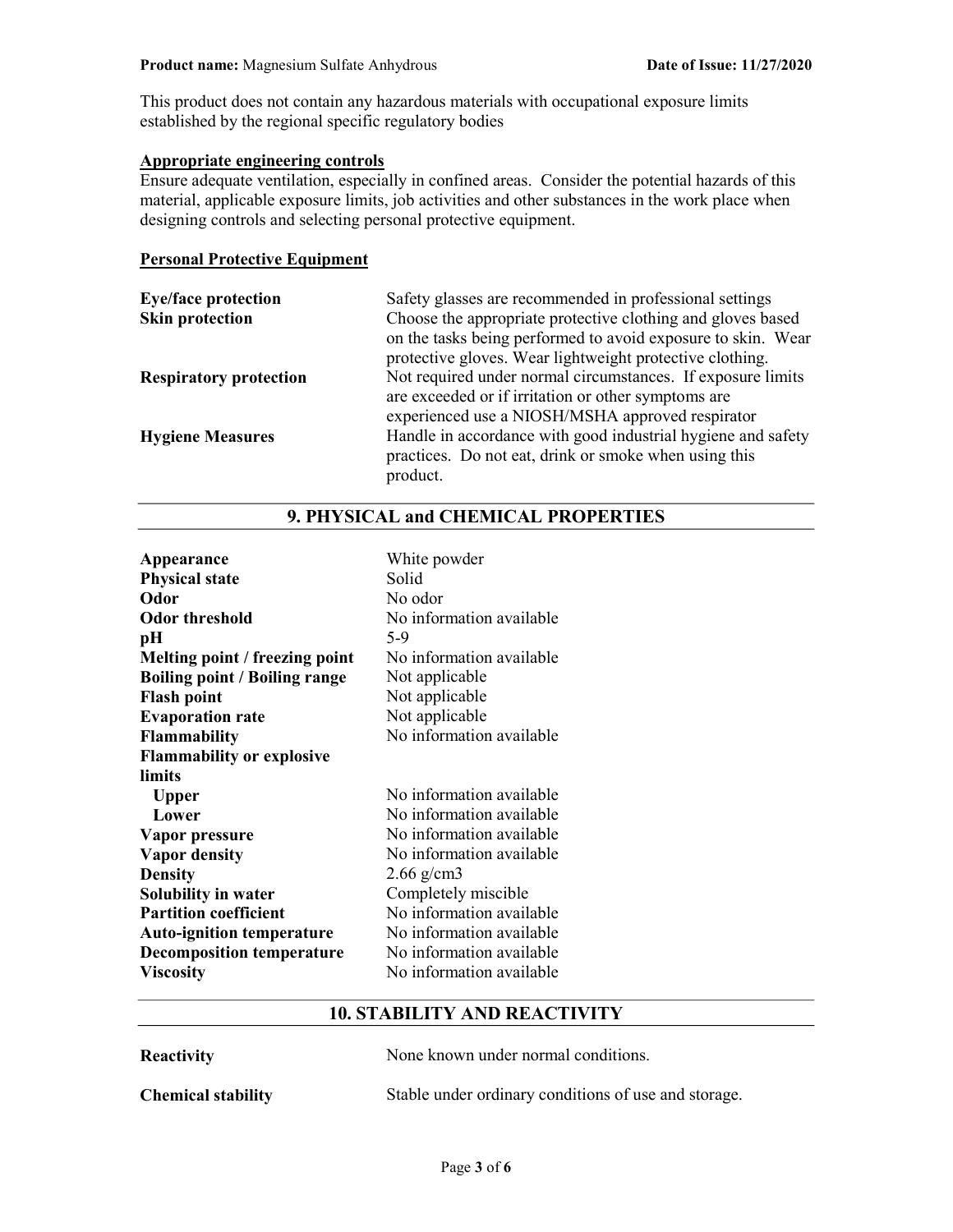This product does not contain any hazardous materials with occupational exposure limits established by the regional specific regulatory bodies

**Appropriate engineering controls**

Ensure adequate ventilation, especially in confined areas. Consider the potential hazards of this material, applicable exposure limits, job activities and other substances in the work place when designing controls and selecting personal protective equipment.

**Personal Protective Equipment**

| | |
|---|---|
| **Eye/face protection** | Safety glasses are recommended in professional settings |
| **Skin protection** | Choose the appropriate protective clothing and gloves based on the tasks being performed to avoid exposure to skin. Wear protective gloves. Wear lightweight protective clothing. |
| **Respiratory protection** | Not required under normal circumstances. If exposure limits are exceeded or if irritation or other symptoms are experienced use a NIOSH/MSHA approved respirator |
| **Hygiene Measures** | Handle in accordance with good industrial hygiene and safety practices. Do not eat, drink or smoke when using this product. |

## 9. PHYSICAL and CHEMICAL PROPERTIES

| | |
|---|---|
| **Appearance** | White powder |
| **Physical state** | Solid |
| **Odor** | No odor |
| **Odor threshold** | No information available |
| **pH** | 5-9 |
| **Melting point / freezing point** | No information available |
| **Boiling point / Boiling range** | Not applicable |
| **Flash point** | Not applicable |
| **Evaporation rate** | Not applicable |
| **Flammability** | No information available |
| **Flammability or explosive limits** | |
| **Upper** | No information available |
| **Lower** | No information available |
| **Vapor pressure** | No information available |
| **Vapor density** | No information available |
| **Density** | 2.66 g/cm3 |
| **Solubility in water** | Completely miscible |
| **Partition coefficient** | No information available |
| **Auto-ignition temperature** | No information available |
| **Decomposition temperature** | No information available |
| **Viscosity** | No information available |

## 10. STABILITY AND REACTIVITY

| | |
|---|---|
| **Reactivity** | None known under normal conditions. |
| **Chemical stability** | Stable under ordinary conditions of use and storage. |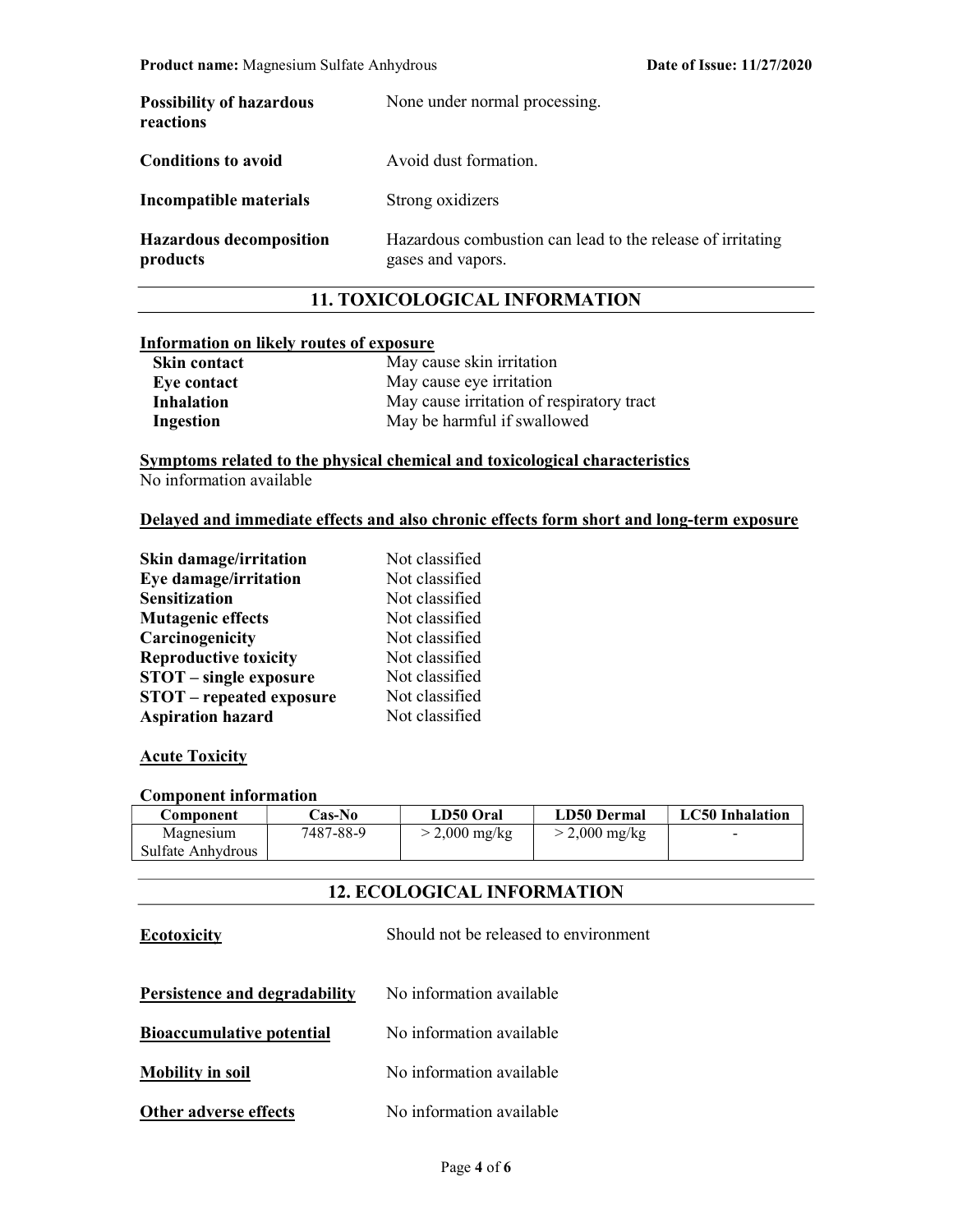| | |
|---|---|
| **Possibility of hazardous reactions** | None under normal processing. |
| **Conditions to avoid** | Avoid dust formation. |
| **Incompatible materials** | Strong oxidizers |
| **Hazardous decomposition products** | Hazardous combustion can lead to the release of irritating gases and vapors. |

## 11. TOXICOLOGICAL INFORMATION

**Information on likely routes of exposure**

| | |
|---|---|
| **Skin contact** | May cause skin irritation |
| **Eye contact** | May cause eye irritation |
| **Inhalation** | May cause irritation of respiratory tract |
| **Ingestion** | May be harmful if swallowed |

**Symptoms related to the physical chemical and toxicological characteristics**

No information available

**Delayed and immediate effects and also chronic effects form short and long-term exposure**

| | |
|---|---|
| **Skin damage/irritation** | Not classified |
| **Eye damage/irritation** | Not classified |
| **Sensitization** | Not classified |
| **Mutagenic effects** | Not classified |
| **Carcinogenicity** | Not classified |
| **Reproductive toxicity** | Not classified |
| **STOT – single exposure** | Not classified |
| **STOT – repeated exposure** | Not classified |
| **Aspiration hazard** | Not classified |

**Acute Toxicity**

**Component information**

| Component | Cas-No | LD50 Oral | LD50 Dermal | LC50 Inhalation |
|---|---|---|---|---|
| Magnesium Sulfate Anhydrous | 7487-88-9 | > 2,000 mg/kg | > 2,000 mg/kg | - |

## 12. ECOLOGICAL INFORMATION

| | |
|---|---|
| **Ecotoxicity** | Should not be released to environment |
| **Persistence and degradability** | No information available |
| **Bioaccumulative potential** | No information available |
| **Mobility in soil** | No information available |
| **Other adverse effects** | No information available |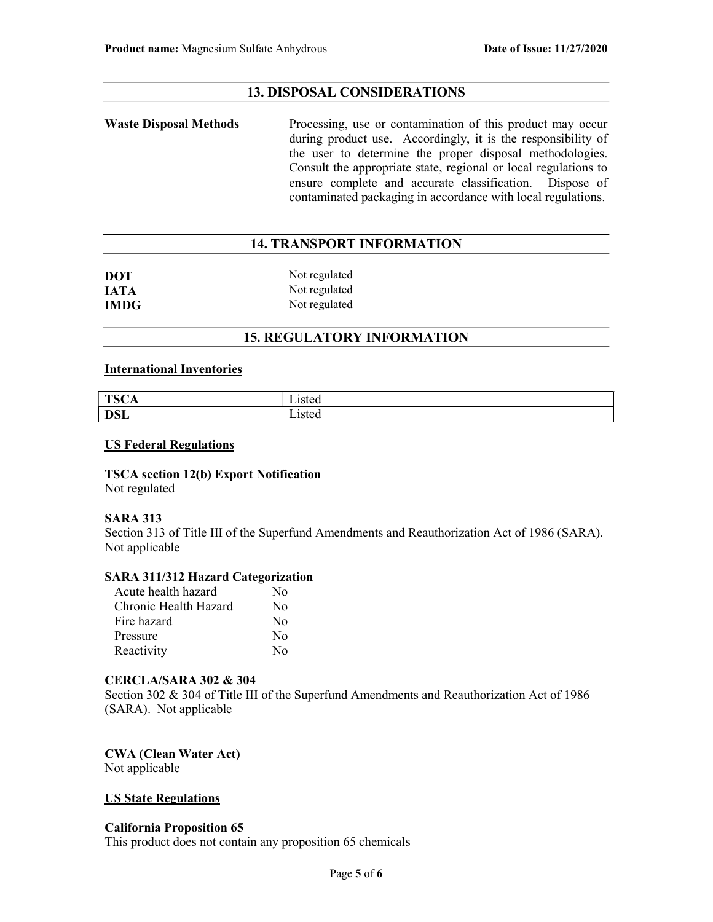## 13. DISPOSAL CONSIDERATIONS

**Waste Disposal Methods**

Processing, use or contamination of this product may occur during product use. Accordingly, it is the responsibility of the user to determine the proper disposal methodologies. Consult the appropriate state, regional or local regulations to ensure complete and accurate classification. Dispose of contaminated packaging in accordance with local regulations.

## 14. TRANSPORT INFORMATION

| | |
|---|---|
| **DOT** | Not regulated |
| **IATA** | Not regulated |
| **IMDG** | Not regulated |

## 15. REGULATORY INFORMATION

**International Inventories**

| | |
|---|---|
| **TSCA** | Listed |
| **DSL** | Listed |

**US Federal Regulations**

**TSCA section 12(b) Export Notification**
Not regulated

**SARA 313**
Section 313 of Title III of the Superfund Amendments and Reauthorization Act of 1986 (SARA).
Not applicable

**SARA 311/312 Hazard Categorization**

| | |
|---|---|
| Acute health hazard | No |
| Chronic Health Hazard | No |
| Fire hazard | No |
| Pressure | No |
| Reactivity | No |

**CERCLA/SARA 302 & 304**
Section 302 & 304 of Title III of the Superfund Amendments and Reauthorization Act of 1986 (SARA). Not applicable

**CWA (Clean Water Act)**
Not applicable

**US State Regulations**

**California Proposition 65**
This product does not contain any proposition 65 chemicals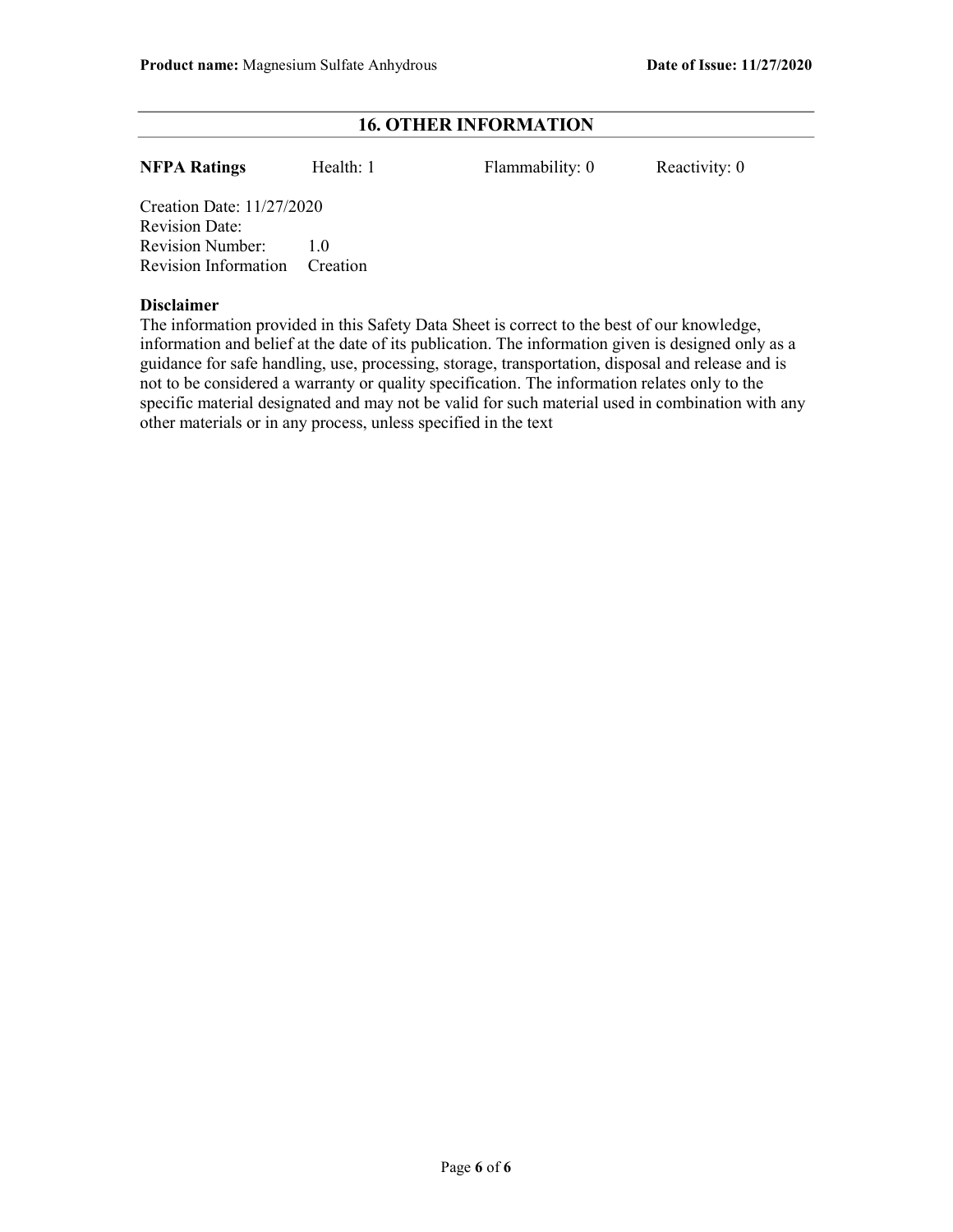## 16. OTHER INFORMATION

| NFPA Ratings | Health: 1 | Flammability: 0 | Reactivity: 0 |
|---|---|---|---|

Creation Date: 11/27/2020
Revision Date:
Revision Number: 1.0
Revision Information Creation

**Disclaimer**

The information provided in this Safety Data Sheet is correct to the best of our knowledge, information and belief at the date of its publication. The information given is designed only as a guidance for safe handling, use, processing, storage, transportation, disposal and release and is not to be considered a warranty or quality specification. The information relates only to the specific material designated and may not be valid for such material used in combination with any other materials or in any process, unless specified in the text